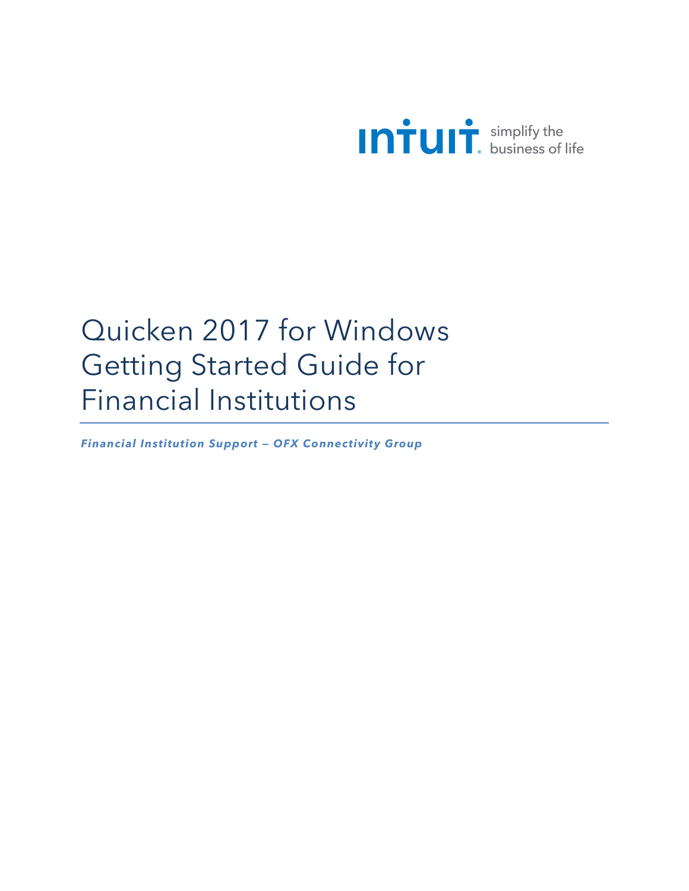intuit simplify the business of life

# Quicken 2017 for Windows Getting Started Guide for Financial Institutions

***Financial Institution Support — OFX Connectivity Group***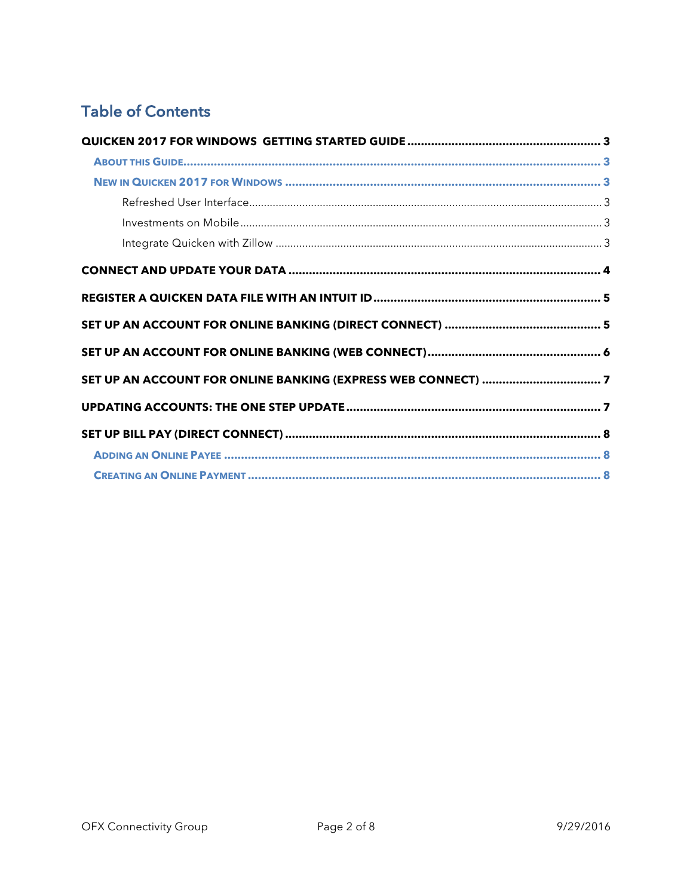## Table of Contents

**QUICKEN 2017 FOR WINDOWS GETTING STARTED GUIDE** ........................................ 3

- **ABOUT THIS GUIDE** ........................................ 3
- **NEW IN QUICKEN 2017 FOR WINDOWS** ........................................ 3
  - Refreshed User Interface ........................................ 3
  - Investments on Mobile ........................................ 3
  - Integrate Quicken with Zillow ........................................ 3

**CONNECT AND UPDATE YOUR DATA** ........................................ 4

**REGISTER A QUICKEN DATA FILE WITH AN INTUIT ID** ........................................ 5

**SET UP AN ACCOUNT FOR ONLINE BANKING (DIRECT CONNECT)** ........................................ 5

**SET UP AN ACCOUNT FOR ONLINE BANKING (WEB CONNECT)** ........................................ 6

**SET UP AN ACCOUNT FOR ONLINE BANKING (EXPRESS WEB CONNECT)** ........................................ 7

**UPDATING ACCOUNTS: THE ONE STEP UPDATE** ........................................ 7

**SET UP BILL PAY (DIRECT CONNECT)** ........................................ 8

- **ADDING AN ONLINE PAYEE** ........................................ 8
- **CREATING AN ONLINE PAYMENT** ........................................ 8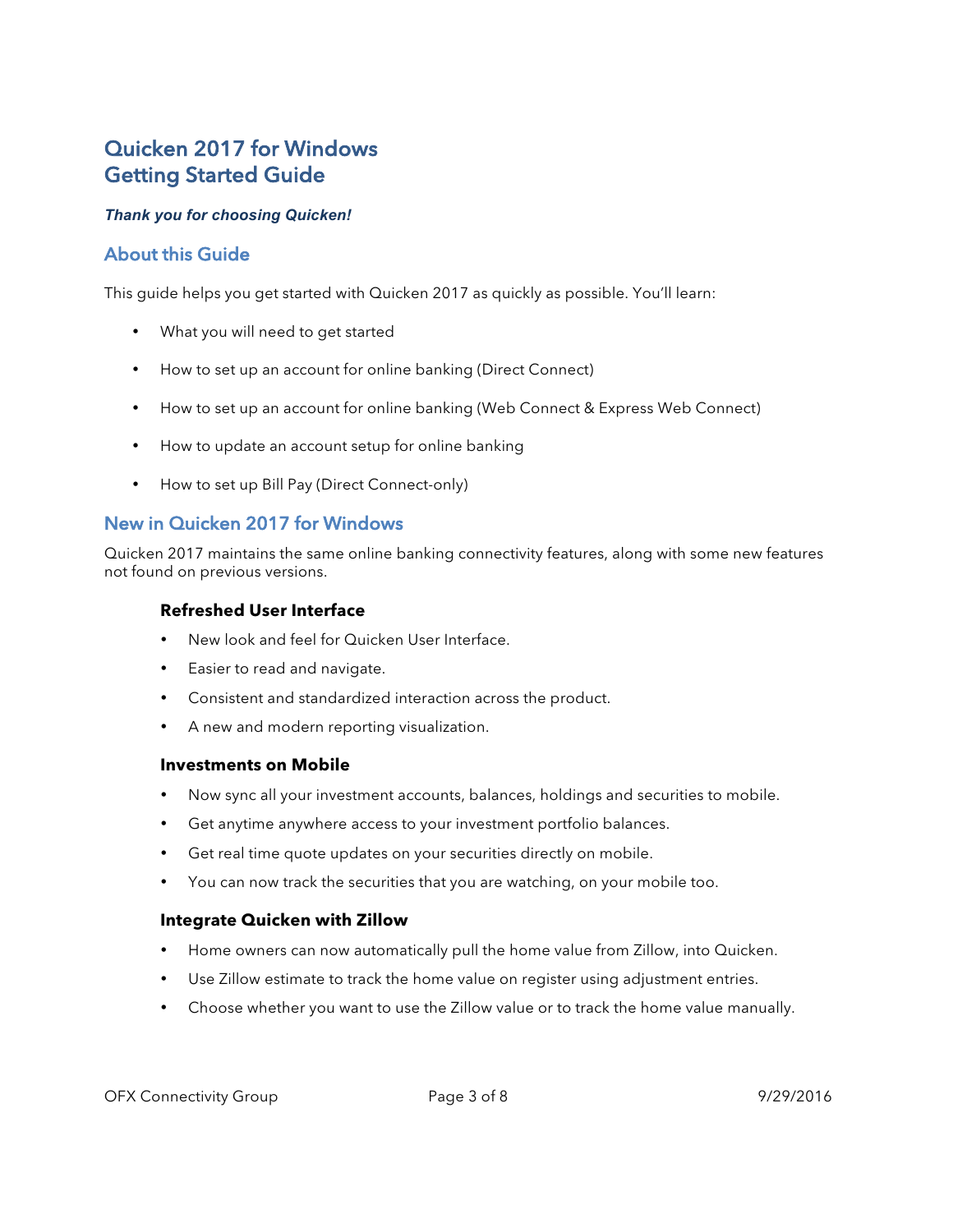# Quicken 2017 for Windows
# Getting Started Guide

***Thank you for choosing Quicken!***

## About this Guide

This guide helps you get started with Quicken 2017 as quickly as possible. You'll learn:

- What you will need to get started
- How to set up an account for online banking (Direct Connect)
- How to set up an account for online banking (Web Connect & Express Web Connect)
- How to update an account setup for online banking
- How to set up Bill Pay (Direct Connect-only)

## New in Quicken 2017 for Windows

Quicken 2017 maintains the same online banking connectivity features, along with some new features not found on previous versions.

### Refreshed User Interface

- New look and feel for Quicken User Interface.
- Easier to read and navigate.
- Consistent and standardized interaction across the product.
- A new and modern reporting visualization.

### Investments on Mobile

- Now sync all your investment accounts, balances, holdings and securities to mobile.
- Get anytime anywhere access to your investment portfolio balances.
- Get real time quote updates on your securities directly on mobile.
- You can now track the securities that you are watching, on your mobile too.

### Integrate Quicken with Zillow

- Home owners can now automatically pull the home value from Zillow, into Quicken.
- Use Zillow estimate to track the home value on register using adjustment entries.
- Choose whether you want to use the Zillow value or to track the home value manually.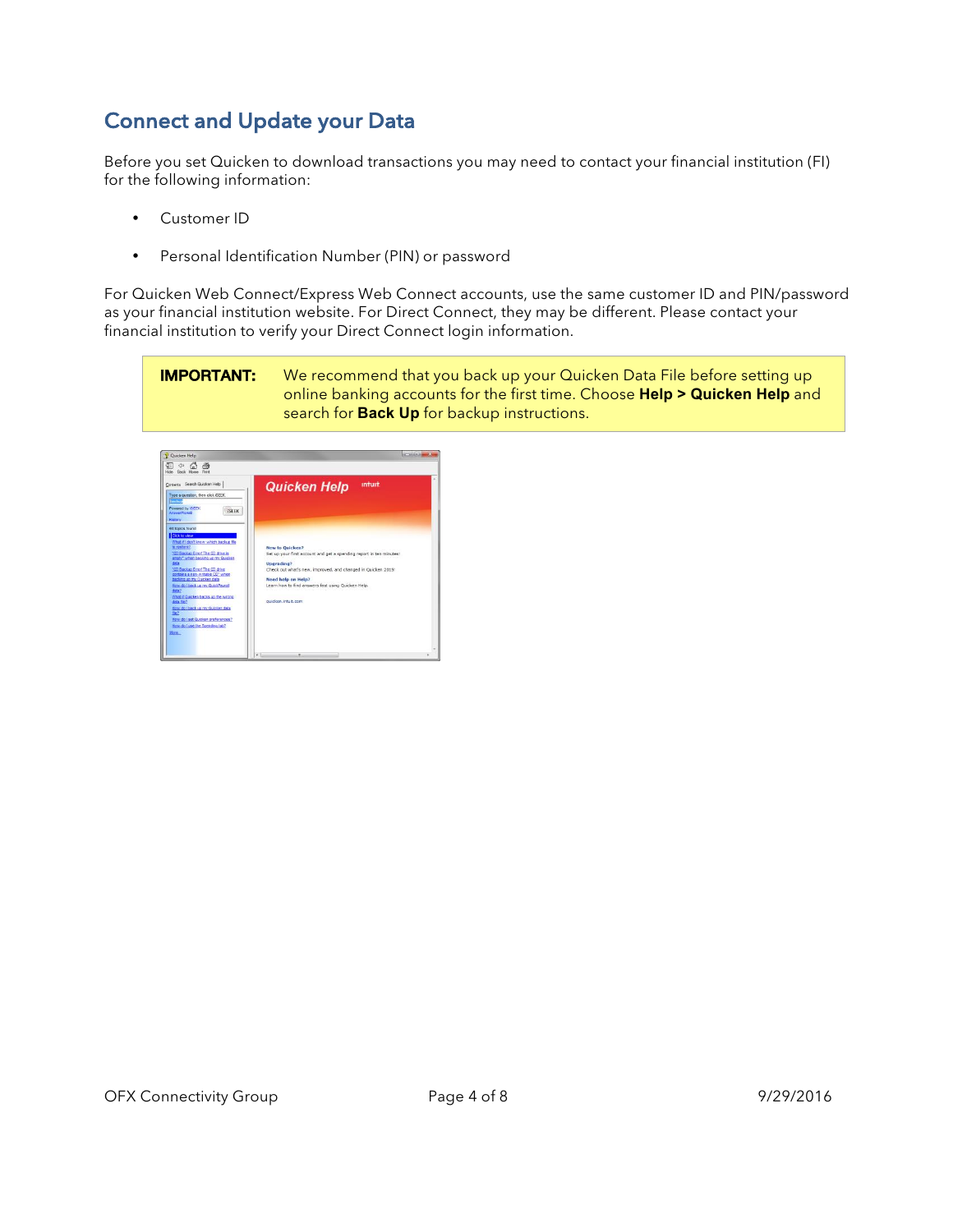## Connect and Update your Data

Before you set Quicken to download transactions you may need to contact your financial institution (FI) for the following information:

- Customer ID
- Personal Identification Number (PIN) or password

For Quicken Web Connect/Express Web Connect accounts, use the same customer ID and PIN/password as your financial institution website. For Direct Connect, they may be different. Please contact your financial institution to verify your Direct Connect login information.

> **IMPORTANT:** We recommend that you back up your Quicken Data File before setting up online banking accounts for the first time. Choose **Help > Quicken Help** and search for **Back Up** for backup instructions.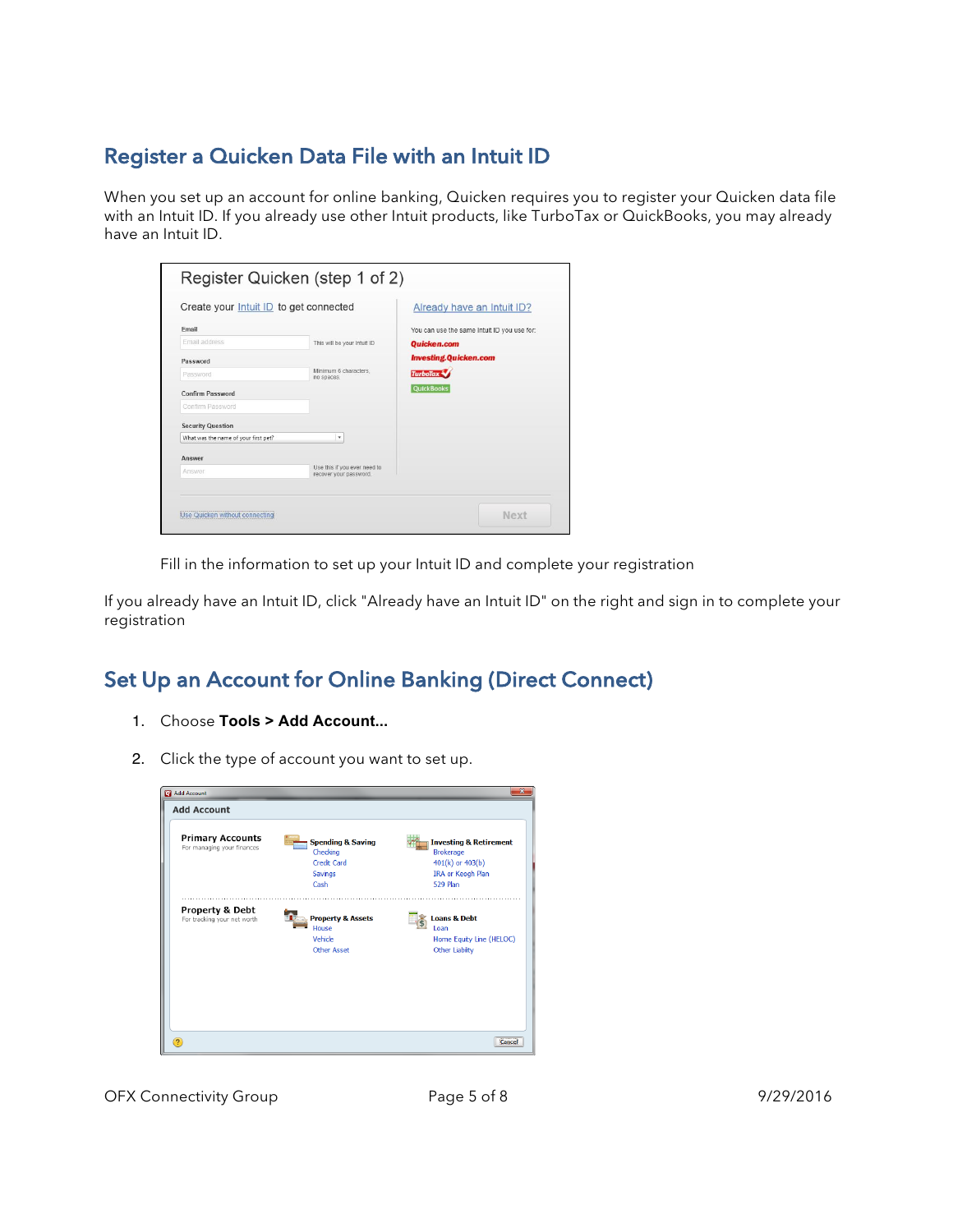## Register a Quicken Data File with an Intuit ID

When you set up an account for online banking, Quicken requires you to register your Quicken data file with an Intuit ID. If you already use other Intuit products, like TurboTax or QuickBooks, you may already have an Intuit ID.

Fill in the information to set up your Intuit ID and complete your registration

If you already have an Intuit ID, click "Already have an Intuit ID" on the right and sign in to complete your registration

## Set Up an Account for Online Banking (Direct Connect)

1. Choose **Tools > Add Account...**
2. Click the type of account you want to set up.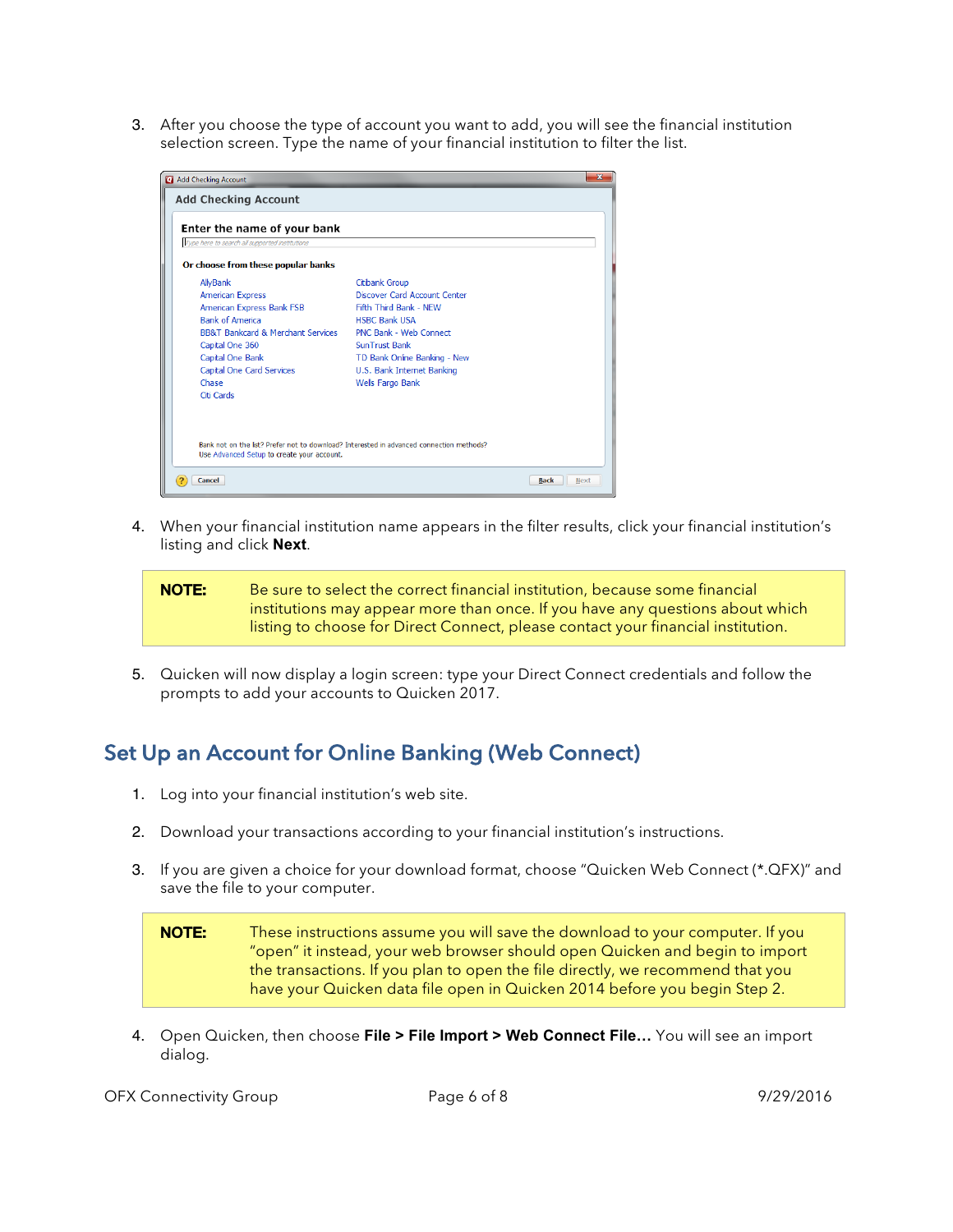3. After you choose the type of account you want to add, you will see the financial institution selection screen. Type the name of your financial institution to filter the list.

4. When your financial institution name appears in the filter results, click your financial institution's listing and click **Next**.

> **NOTE:** Be sure to select the correct financial institution, because some financial institutions may appear more than once. If you have any questions about which listing to choose for Direct Connect, please contact your financial institution.

5. Quicken will now display a login screen: type your Direct Connect credentials and follow the prompts to add your accounts to Quicken 2017.

## Set Up an Account for Online Banking (Web Connect)

1. Log into your financial institution's web site.

2. Download your transactions according to your financial institution's instructions.

3. If you are given a choice for your download format, choose "Quicken Web Connect (*.QFX)" and save the file to your computer.

> **NOTE:** These instructions assume you will save the download to your computer. If you "open" it instead, your web browser should open Quicken and begin to import the transactions. If you plan to open the file directly, we recommend that you have your Quicken data file open in Quicken 2014 before you begin Step 2.

4. Open Quicken, then choose **File > File Import > Web Connect File…** You will see an import dialog.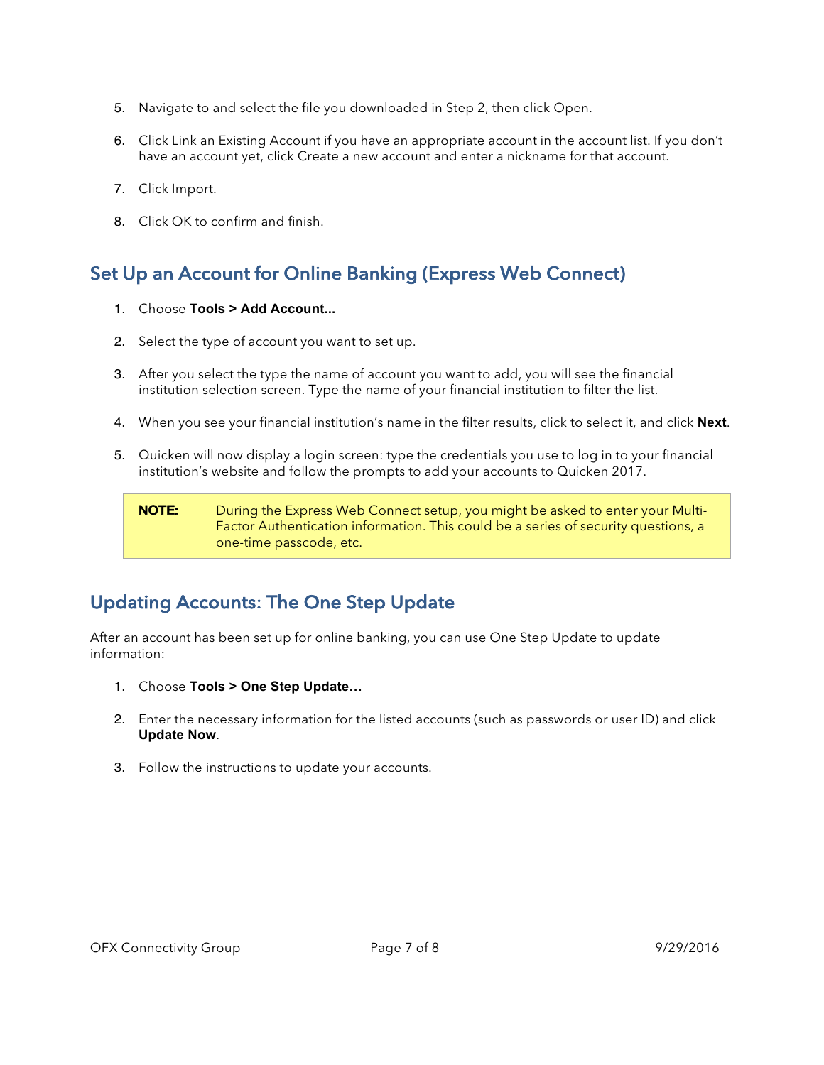5. Navigate to and select the file you downloaded in Step 2, then click Open.

6. Click Link an Existing Account if you have an appropriate account in the account list. If you don't have an account yet, click Create a new account and enter a nickname for that account.

7. Click Import.

8. Click OK to confirm and finish.

## Set Up an Account for Online Banking (Express Web Connect)

1. Choose **Tools > Add Account...**

2. Select the type of account you want to set up.

3. After you select the type the name of account you want to add, you will see the financial institution selection screen. Type the name of your financial institution to filter the list.

4. When you see your financial institution's name in the filter results, click to select it, and click **Next**.

5. Quicken will now display a login screen: type the credentials you use to log in to your financial institution's website and follow the prompts to add your accounts to Quicken 2017.

> **NOTE:** During the Express Web Connect setup, you might be asked to enter your Multi-Factor Authentication information. This could be a series of security questions, a one-time passcode, etc.

## Updating Accounts: The One Step Update

After an account has been set up for online banking, you can use One Step Update to update information:

1. Choose **Tools > One Step Update…**

2. Enter the necessary information for the listed accounts (such as passwords or user ID) and click **Update Now**.

3. Follow the instructions to update your accounts.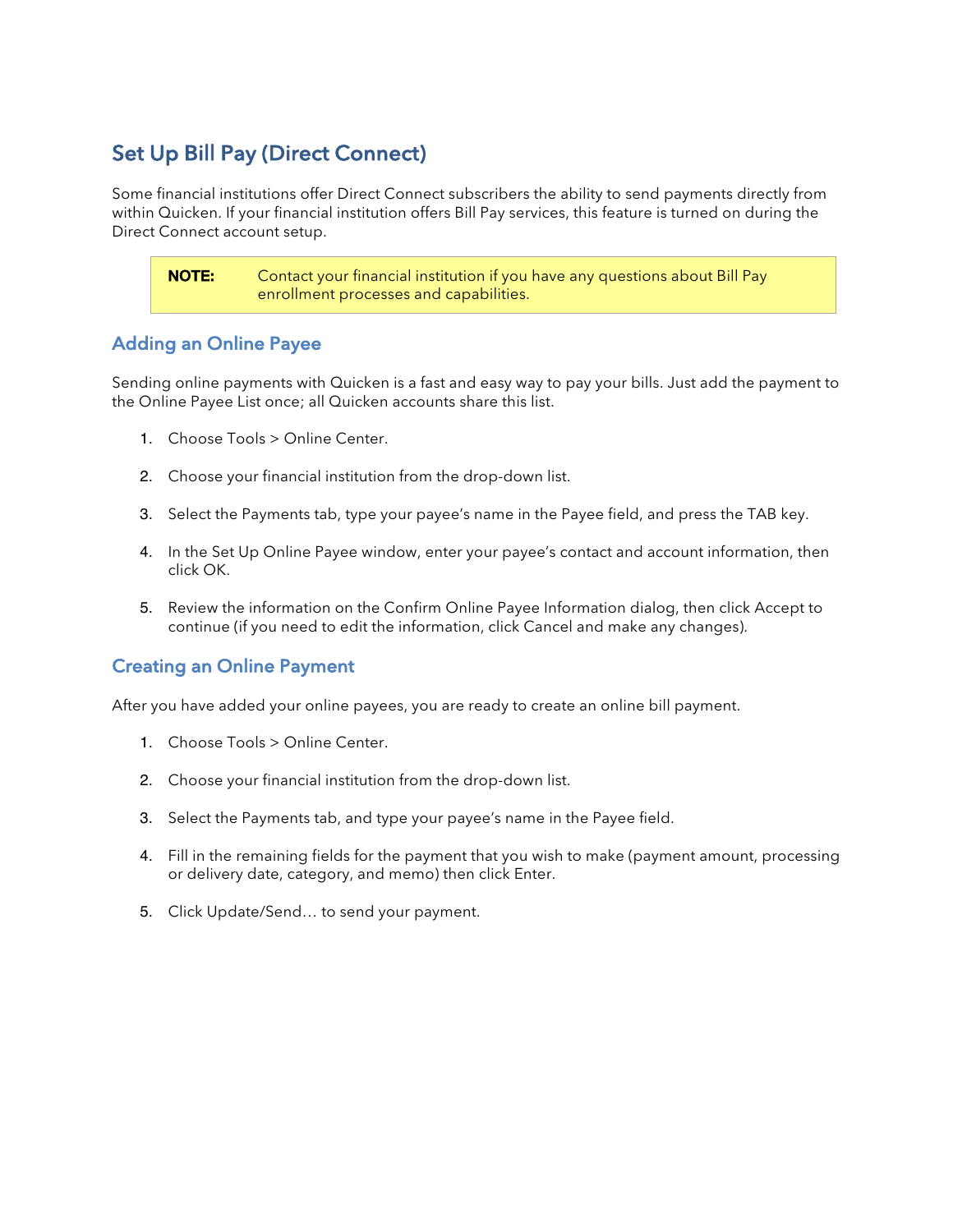## Set Up Bill Pay (Direct Connect)

Some financial institutions offer Direct Connect subscribers the ability to send payments directly from within Quicken. If your financial institution offers Bill Pay services, this feature is turned on during the Direct Connect account setup.

> **NOTE:** Contact your financial institution if you have any questions about Bill Pay enrollment processes and capabilities.

### Adding an Online Payee

Sending online payments with Quicken is a fast and easy way to pay your bills. Just add the payment to the Online Payee List once; all Quicken accounts share this list.

1. Choose Tools > Online Center.
2. Choose your financial institution from the drop-down list.
3. Select the Payments tab, type your payee's name in the Payee field, and press the TAB key.
4. In the Set Up Online Payee window, enter your payee's contact and account information, then click OK.
5. Review the information on the Confirm Online Payee Information dialog, then click Accept to continue (if you need to edit the information, click Cancel and make any changes).

### Creating an Online Payment

After you have added your online payees, you are ready to create an online bill payment.

1. Choose Tools > Online Center.
2. Choose your financial institution from the drop-down list.
3. Select the Payments tab, and type your payee's name in the Payee field.
4. Fill in the remaining fields for the payment that you wish to make (payment amount, processing or delivery date, category, and memo) then click Enter.
5. Click Update/Send… to send your payment.